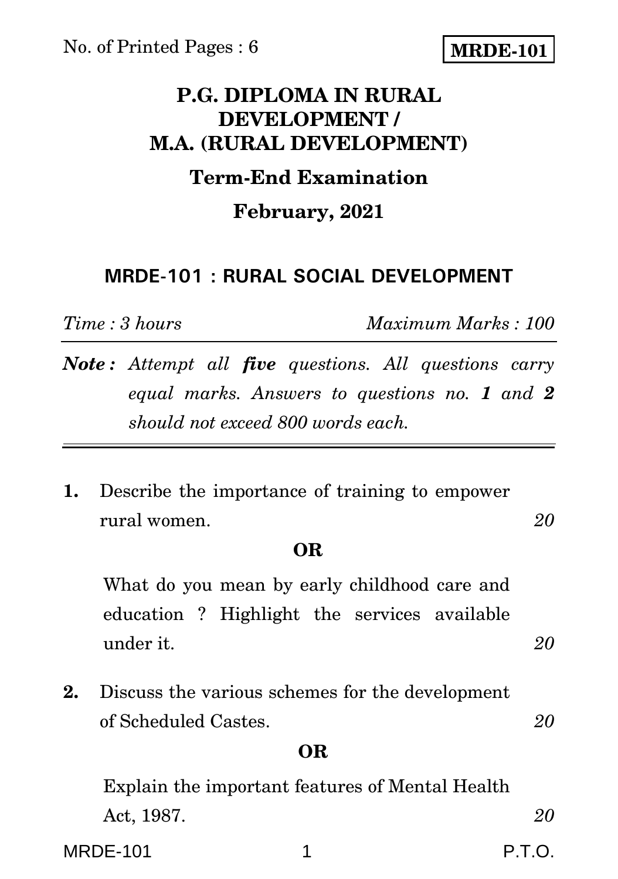No. of Printed Pages : 6

**MRDE-101**

# P.G. DIPLOMA IN RURAL DEVELOPMENT / M.A. (RURAL DEVELOPMENT)

## Term-End Examination

## February, 2021

## MRDE-101 : RURAL SOCIAL DEVELOPMENT

*Time : 3 hours* *Maximum Marks : 100*

***Note :*** *Attempt all **five** questions. All questions carry equal marks. Answers to questions no. **1** and **2** should not exceed 800 words each.*

---

**1.** Describe the importance of training to empower rural women. *20*

**OR**

What do you mean by early childhood care and education ? Highlight the services available under it. *20*

**2.** Discuss the various schemes for the development of Scheduled Castes. *20*

**OR**

Explain the important features of Mental Health Act, 1987. *20*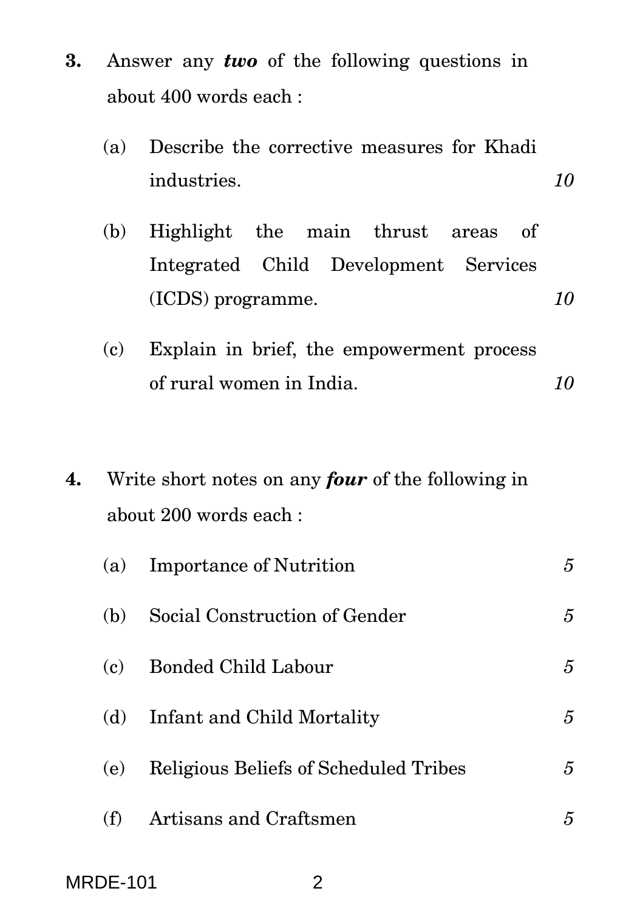**3.** Answer any ***two*** of the following questions in about 400 words each :

(a) Describe the corrective measures for Khadi industries. *10*

(b) Highlight the main thrust areas of Integrated Child Development Services (ICDS) programme. *10*

(c) Explain in brief, the empowerment process of rural women in India. *10*

**4.** Write short notes on any ***four*** of the following in about 200 words each :

(a) Importance of Nutrition *5*

(b) Social Construction of Gender *5*

(c) Bonded Child Labour *5*

(d) Infant and Child Mortality *5*

(e) Religious Beliefs of Scheduled Tribes *5*

(f) Artisans and Craftsmen *5*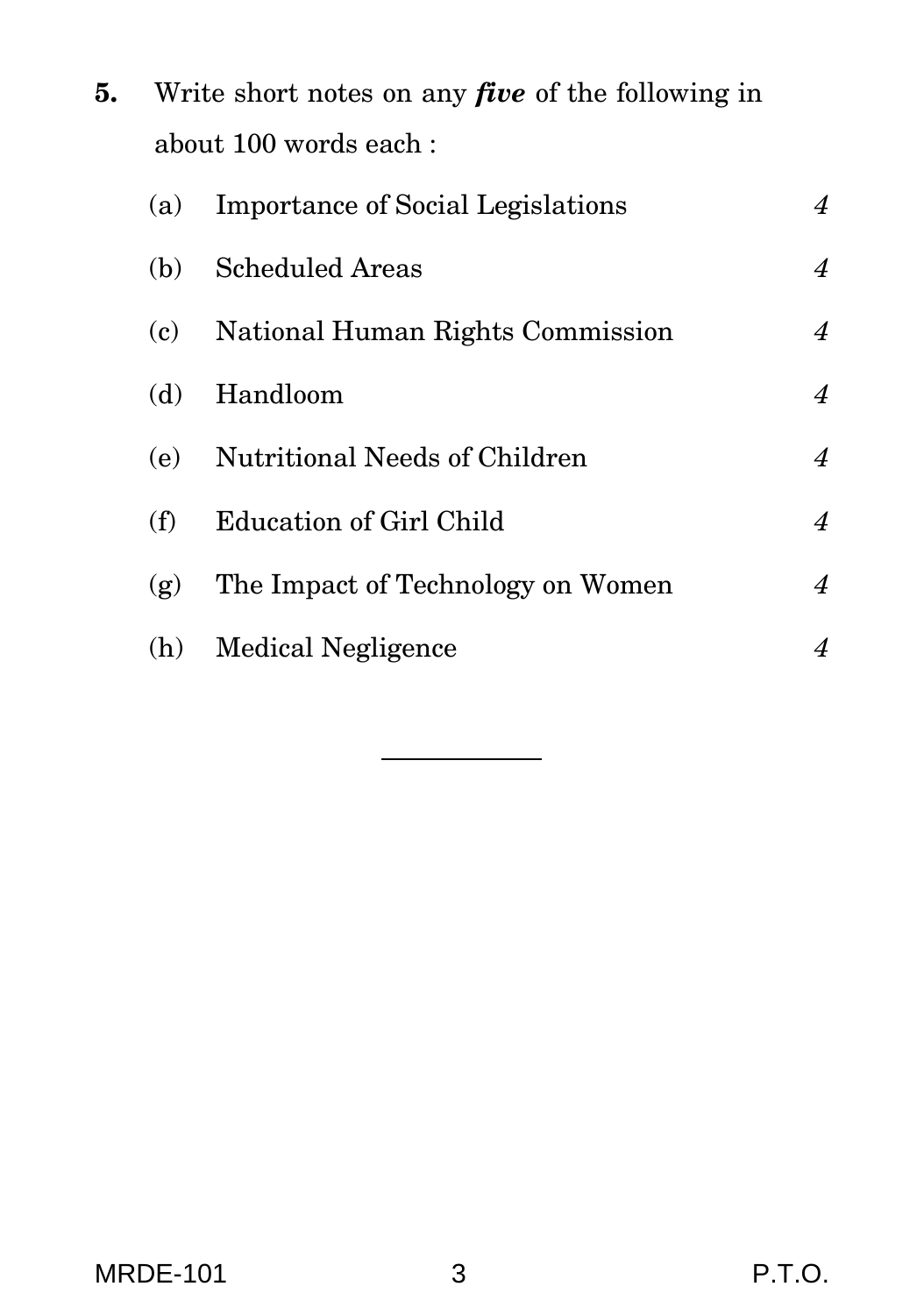**5.** Write short notes on any ***five*** of the following in about 100 words each :

| | | |
|---|---|---|
| (a) | Importance of Social Legislations | *4* |
| (b) | Scheduled Areas | *4* |
| (c) | National Human Rights Commission | *4* |
| (d) | Handloom | *4* |
| (e) | Nutritional Needs of Children | *4* |
| (f) | Education of Girl Child | *4* |
| (g) | The Impact of Technology on Women | *4* |
| (h) | Medical Negligence | *4* |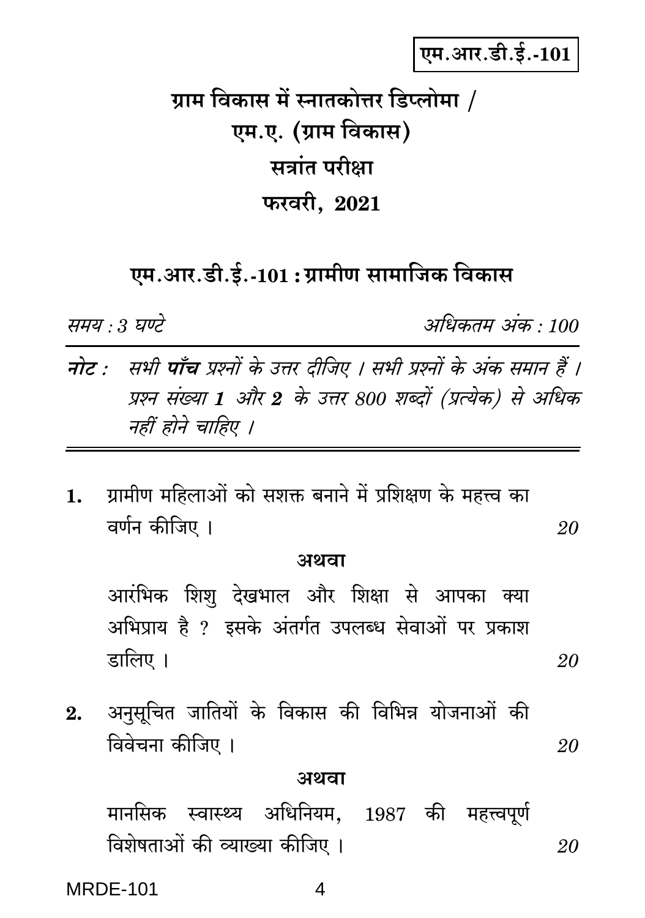एम.आर.डी.ई.-101

# ग्राम विकास में स्नातकोत्तर डिप्लोमा / एम.ए. (ग्राम विकास)

## सत्रांत परीक्षा

## फरवरी, 2021

## एम.आर.डी.ई.-101 : ग्रामीण सामाजिक विकास

*समय : 3 घण्टे* *अधिकतम अंक : 100*

***नोट :*** *सभी **पाँच** प्रश्नों के उत्तर दीजिए । सभी प्रश्नों के अंक समान हैं । प्रश्न संख्या **1** और **2** के उत्तर 800 शब्दों (प्रत्येक) से अधिक नहीं होने चाहिए ।*

---

**1.** ग्रामीण महिलाओं को सशक्त बनाने में प्रशिक्षण के महत्त्व का वर्णन कीजिए । *20*

**अथवा**

आरंभिक शिशु देखभाल और शिक्षा से आपका क्या अभिप्राय है ? इसके अंतर्गत उपलब्ध सेवाओं पर प्रकाश डालिए । *20*

**2.** अनुसूचित जातियों के विकास की विभिन्न योजनाओं की विवेचना कीजिए । *20*

**अथवा**

मानसिक स्वास्थ्य अधिनियम, 1987 की महत्त्वपूर्ण विशेषताओं की व्याख्या कीजिए । *20*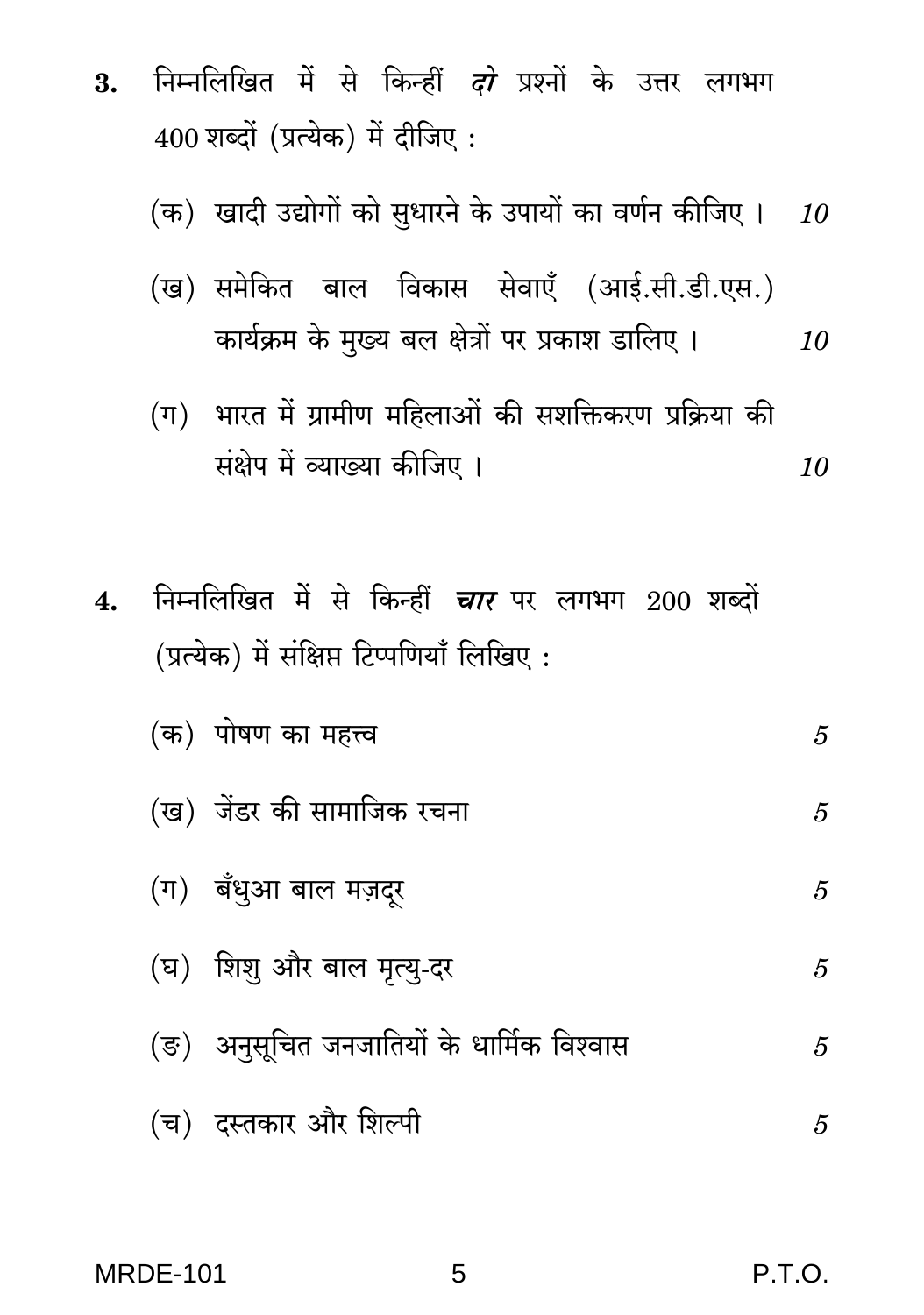**3.** निम्नलिखित में से किन्हीं ***दो*** प्रश्नों के उत्तर लगभग 400 शब्दों (प्रत्येक) में दीजिए :

(क) खादी उद्योगों को सुधारने के उपायों का वर्णन कीजिए । *10*

(ख) समेकित बाल विकास सेवाएँ (आई.सी.डी.एस.) कार्यक्रम के मुख्य बल क्षेत्रों पर प्रकाश डालिए । *10*

(ग) भारत में ग्रामीण महिलाओं की सशक्तिकरण प्रक्रिया की संक्षेप में व्याख्या कीजिए । *10*

**4.** निम्नलिखित में से किन्हीं ***चार*** पर लगभग 200 शब्दों (प्रत्येक) में संक्षिप्त टिप्पणियाँ लिखिए :

(क) पोषण का महत्त्व *5*

(ख) जेंडर की सामाजिक रचना *5*

(ग) बँधुआ बाल मज़दूर *5*

(घ) शिशु और बाल मृत्यु-दर *5*

(ङ) अनुसूचित जनजातियों के धार्मिक विश्वास *5*

(च) दस्तकार और शिल्पी *5*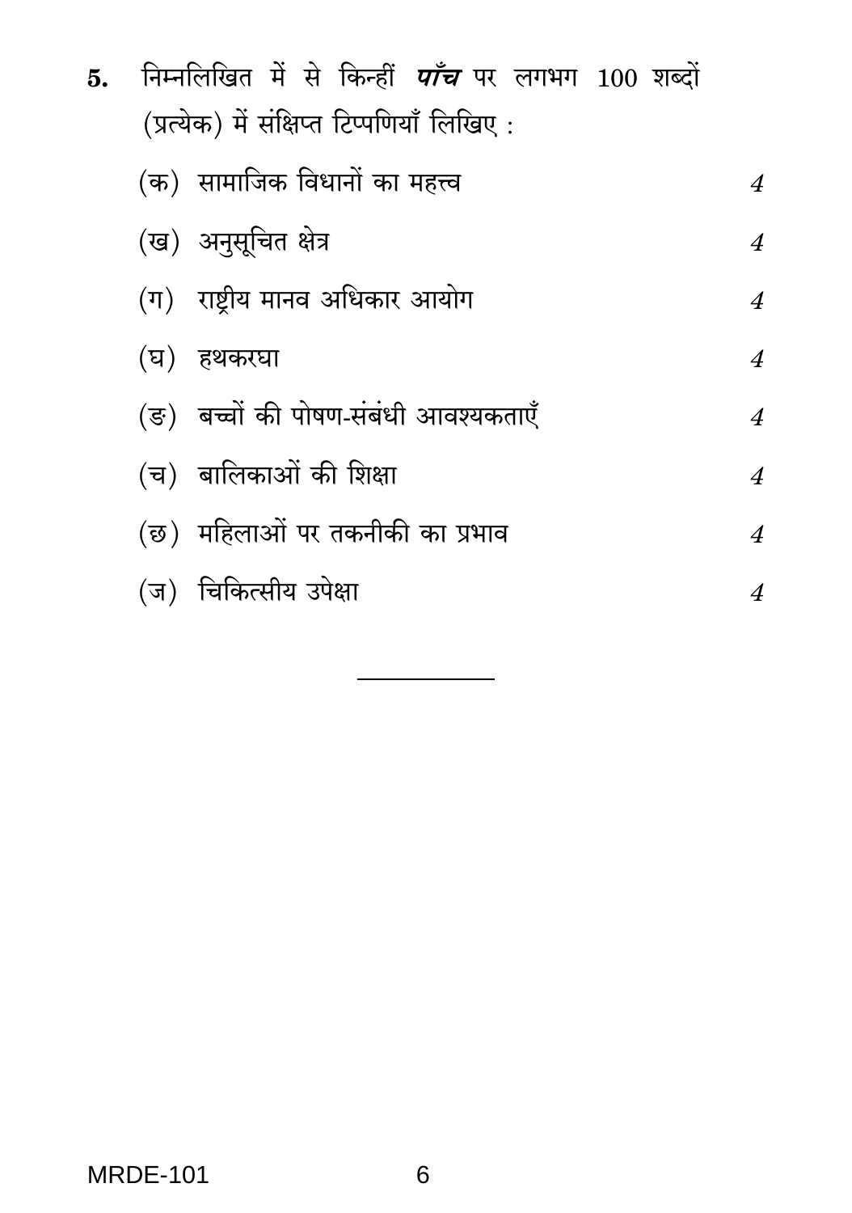**5.** निम्नलिखित में से किन्हीं ***पाँच*** पर लगभग 100 शब्दों (प्रत्येक) में संक्षिप्त टिप्पणियाँ लिखिए :

(क) सामाजिक विधानों का महत्त्व *4*

(ख) अनुसूचित क्षेत्र *4*

(ग) राष्ट्रीय मानव अधिकार आयोग *4*

(घ) हथकरघा *4*

(ङ) बच्चों की पोषण-संबंधी आवश्यकताएँ *4*

(च) बालिकाओं की शिक्षा *4*

(छ) महिलाओं पर तकनीकी का प्रभाव *4*

(ज) चिकित्सीय उपेक्षा *4*